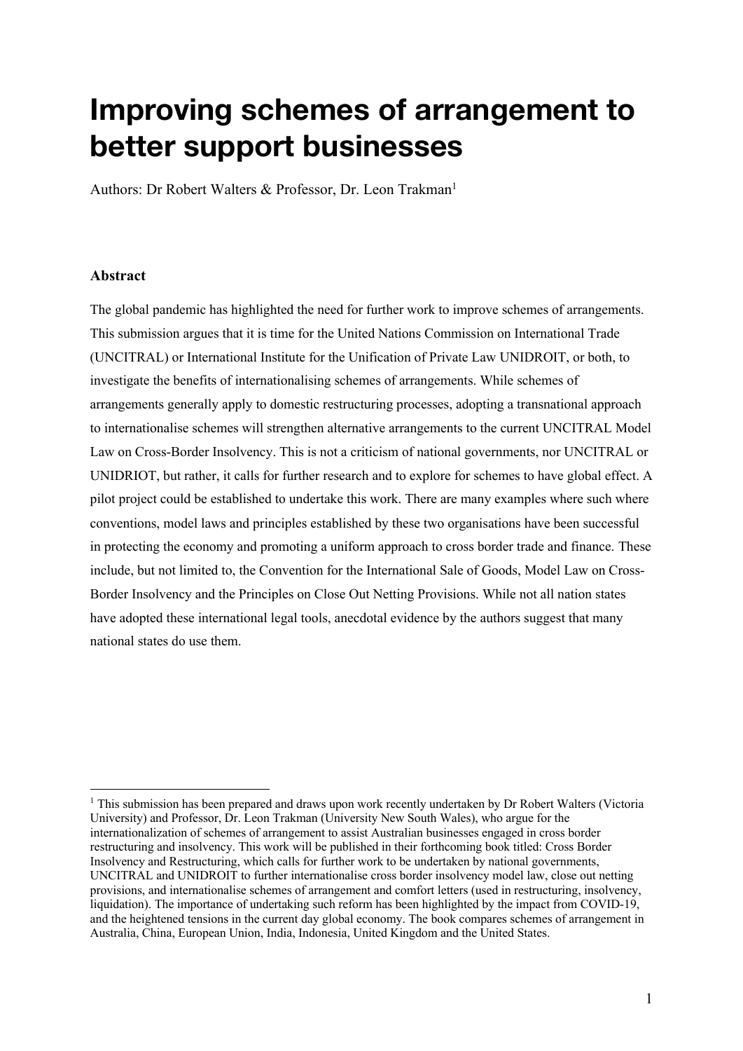# Improving schemes of arrangement to better support businesses

Authors: Dr Robert Walters & Professor, Dr. Leon Trakman[1]

### Abstract

The global pandemic has highlighted the need for further work to improve schemes of arrangements. This submission argues that it is time for the United Nations Commission on International Trade (UNCITRAL) or International Institute for the Unification of Private Law UNIDROIT, or both, to investigate the benefits of internationalising schemes of arrangements. While schemes of arrangements generally apply to domestic restructuring processes, adopting a transnational approach to internationalise schemes will strengthen alternative arrangements to the current UNCITRAL Model Law on Cross-Border Insolvency. This is not a criticism of national governments, nor UNCITRAL or UNIDRIOT, but rather, it calls for further research and to explore for schemes to have global effect. A pilot project could be established to undertake this work. There are many examples where such where conventions, model laws and principles established by these two organisations have been successful in protecting the economy and promoting a uniform approach to cross border trade and finance. These include, but not limited to, the Convention for the International Sale of Goods, Model Law on Cross-Border Insolvency and the Principles on Close Out Netting Provisions. While not all nation states have adopted these international legal tools, anecdotal evidence by the authors suggest that many national states do use them.

---

[1] This submission has been prepared and draws upon work recently undertaken by Dr Robert Walters (Victoria University) and Professor, Dr. Leon Trakman (University New South Wales), who argue for the internationalization of schemes of arrangement to assist Australian businesses engaged in cross border restructuring and insolvency. This work will be published in their forthcoming book titled: Cross Border Insolvency and Restructuring, which calls for further work to be undertaken by national governments, UNCITRAL and UNIDROIT to further internationalise cross border insolvency model law, close out netting provisions, and internationalise schemes of arrangement and comfort letters (used in restructuring, insolvency, liquidation). The importance of undertaking such reform has been highlighted by the impact from COVID-19, and the heightened tensions in the current day global economy. The book compares schemes of arrangement in Australia, China, European Union, India, Indonesia, United Kingdom and the United States.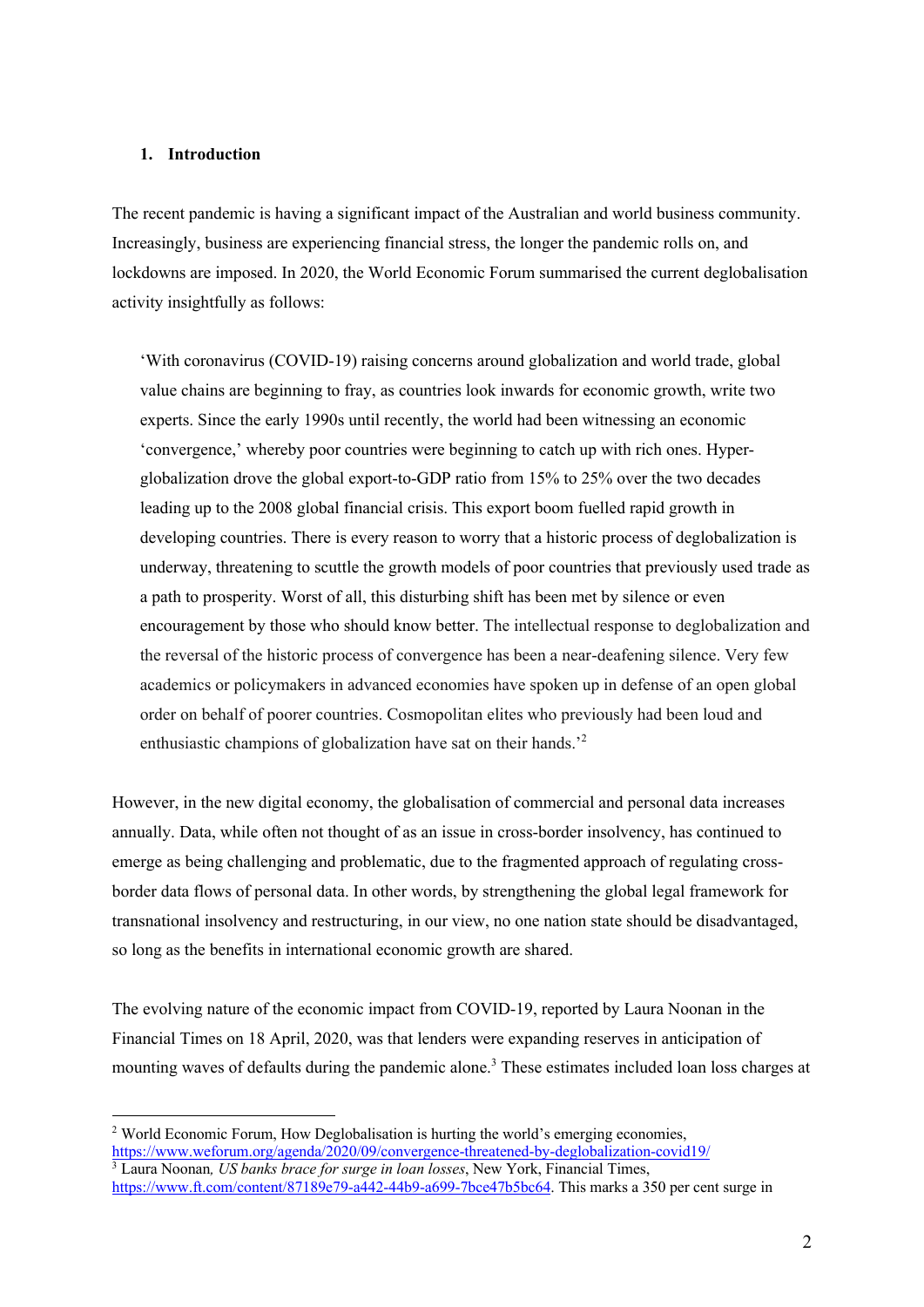## 1. Introduction

The recent pandemic is having a significant impact of the Australian and world business community. Increasingly, business are experiencing financial stress, the longer the pandemic rolls on, and lockdowns are imposed. In 2020, the World Economic Forum summarised the current deglobalisation activity insightfully as follows:

> 'With coronavirus (COVID-19) raising concerns around globalization and world trade, global value chains are beginning to fray, as countries look inwards for economic growth, write two experts. Since the early 1990s until recently, the world had been witnessing an economic 'convergence,' whereby poor countries were beginning to catch up with rich ones. Hyper-globalization drove the global export-to-GDP ratio from 15% to 25% over the two decades leading up to the 2008 global financial crisis. This export boom fuelled rapid growth in developing countries. There is every reason to worry that a historic process of deglobalization is underway, threatening to scuttle the growth models of poor countries that previously used trade as a path to prosperity. Worst of all, this disturbing shift has been met by silence or even encouragement by those who should know better. The intellectual response to deglobalization and the reversal of the historic process of convergence has been a near-deafening silence. Very few academics or policymakers in advanced economies have spoken up in defense of an open global order on behalf of poorer countries. Cosmopolitan elites who previously had been loud and enthusiastic champions of globalization have sat on their hands.'[2]

However, in the new digital economy, the globalisation of commercial and personal data increases annually. Data, while often not thought of as an issue in cross-border insolvency, has continued to emerge as being challenging and problematic, due to the fragmented approach of regulating cross-border data flows of personal data. In other words, by strengthening the global legal framework for transnational insolvency and restructuring, in our view, no one nation state should be disadvantaged, so long as the benefits in international economic growth are shared.

The evolving nature of the economic impact from COVID-19, reported by Laura Noonan in the Financial Times on 18 April, 2020, was that lenders were expanding reserves in anticipation of mounting waves of defaults during the pandemic alone.[3] These estimates included loan loss charges at

---

[2] World Economic Forum, How Deglobalisation is hurting the world's emerging economies, https://www.weforum.org/agenda/2020/09/convergence-threatened-by-deglobalization-covid19/

[3] Laura Noonan*, US banks brace for surge in loan losses*, New York, Financial Times, https://www.ft.com/content/87189e79-a442-44b9-a699-7bce47b5bc64. This marks a 350 per cent surge in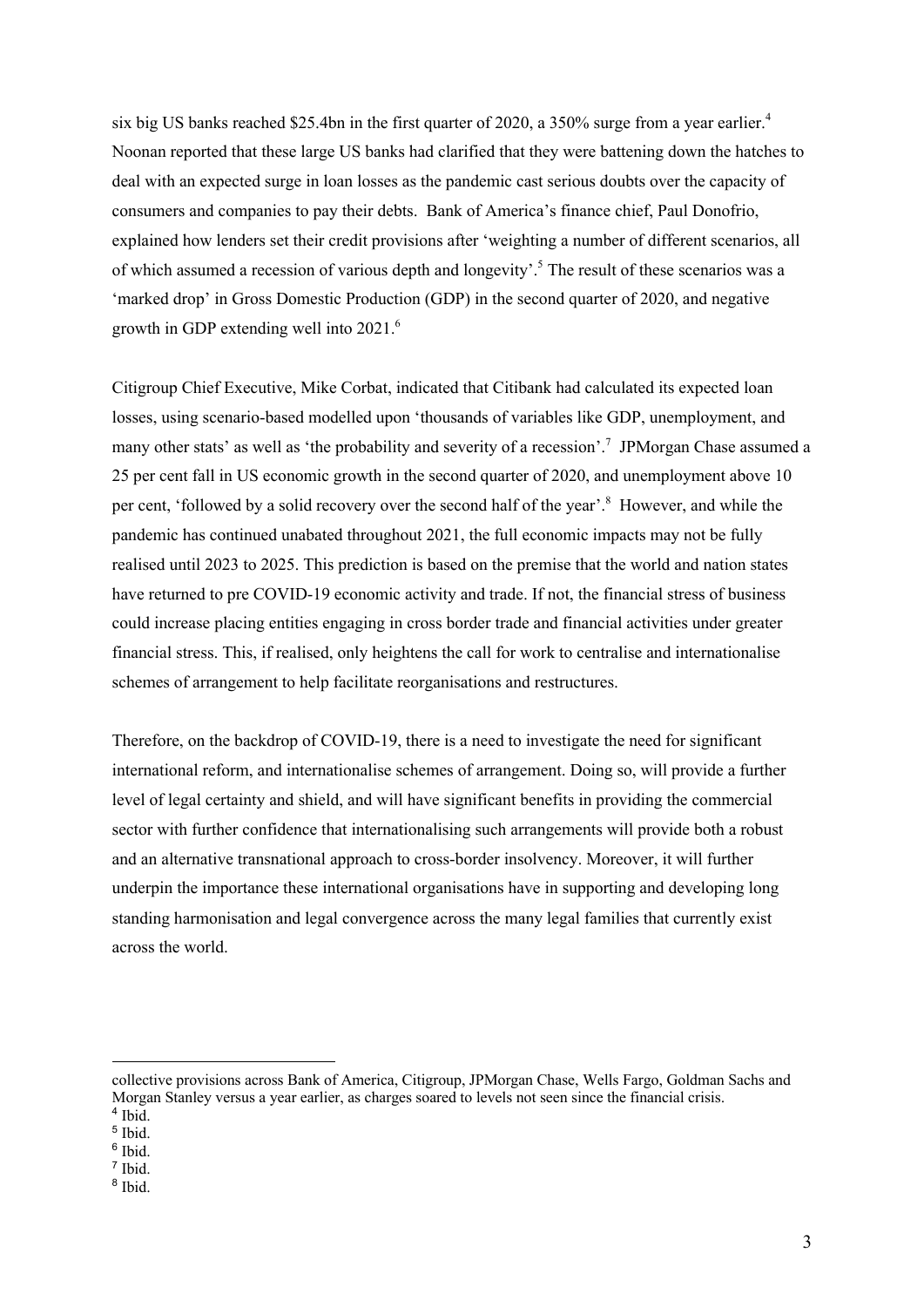six big US banks reached $25.4bn in the first quarter of 2020, a 350% surge from a year earlier.[4] Noonan reported that these large US banks had clarified that they were battening down the hatches to deal with an expected surge in loan losses as the pandemic cast serious doubts over the capacity of consumers and companies to pay their debts. Bank of America's finance chief, Paul Donofrio, explained how lenders set their credit provisions after 'weighting a number of different scenarios, all of which assumed a recession of various depth and longevity'.[5] The result of these scenarios was a 'marked drop' in Gross Domestic Production (GDP) in the second quarter of 2020, and negative growth in GDP extending well into 2021.[6]

Citigroup Chief Executive, Mike Corbat, indicated that Citibank had calculated its expected loan losses, using scenario-based modelled upon 'thousands of variables like GDP, unemployment, and many other stats' as well as 'the probability and severity of a recession'.[7] JPMorgan Chase assumed a 25 per cent fall in US economic growth in the second quarter of 2020, and unemployment above 10 per cent, 'followed by a solid recovery over the second half of the year'.[8] However, and while the pandemic has continued unabated throughout 2021, the full economic impacts may not be fully realised until 2023 to 2025. This prediction is based on the premise that the world and nation states have returned to pre COVID-19 economic activity and trade. If not, the financial stress of business could increase placing entities engaging in cross border trade and financial activities under greater financial stress. This, if realised, only heightens the call for work to centralise and internationalise schemes of arrangement to help facilitate reorganisations and restructures.

Therefore, on the backdrop of COVID-19, there is a need to investigate the need for significant international reform, and internationalise schemes of arrangement. Doing so, will provide a further level of legal certainty and shield, and will have significant benefits in providing the commercial sector with further confidence that internationalising such arrangements will provide both a robust and an alternative transnational approach to cross-border insolvency. Moreover, it will further underpin the importance these international organisations have in supporting and developing long standing harmonisation and legal convergence across the many legal families that currently exist across the world.

---

collective provisions across Bank of America, Citigroup, JPMorgan Chase, Wells Fargo, Goldman Sachs and Morgan Stanley versus a year earlier, as charges soared to levels not seen since the financial crisis.

[4] Ibid.

[5] Ibid.

[6] Ibid.

[7] Ibid.

[8] Ibid.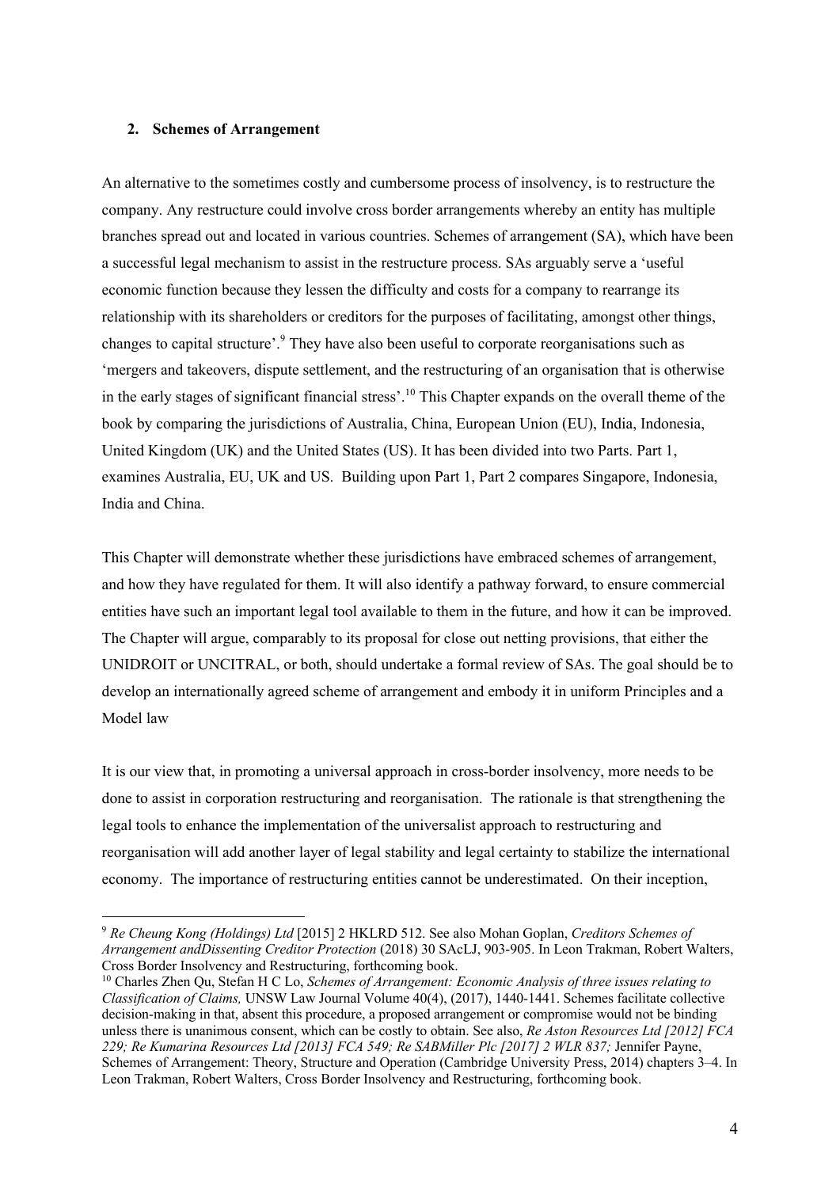## 2. Schemes of Arrangement

An alternative to the sometimes costly and cumbersome process of insolvency, is to restructure the company. Any restructure could involve cross border arrangements whereby an entity has multiple branches spread out and located in various countries. Schemes of arrangement (SA), which have been a successful legal mechanism to assist in the restructure process. SAs arguably serve a 'useful economic function because they lessen the difficulty and costs for a company to rearrange its relationship with its shareholders or creditors for the purposes of facilitating, amongst other things, changes to capital structure'.[9] They have also been useful to corporate reorganisations such as 'mergers and takeovers, dispute settlement, and the restructuring of an organisation that is otherwise in the early stages of significant financial stress'.[10] This Chapter expands on the overall theme of the book by comparing the jurisdictions of Australia, China, European Union (EU), India, Indonesia, United Kingdom (UK) and the United States (US). It has been divided into two Parts. Part 1, examines Australia, EU, UK and US. Building upon Part 1, Part 2 compares Singapore, Indonesia, India and China.

This Chapter will demonstrate whether these jurisdictions have embraced schemes of arrangement, and how they have regulated for them. It will also identify a pathway forward, to ensure commercial entities have such an important legal tool available to them in the future, and how it can be improved. The Chapter will argue, comparably to its proposal for close out netting provisions, that either the UNIDROIT or UNCITRAL, or both, should undertake a formal review of SAs. The goal should be to develop an internationally agreed scheme of arrangement and embody it in uniform Principles and a Model law

It is our view that, in promoting a universal approach in cross-border insolvency, more needs to be done to assist in corporation restructuring and reorganisation. The rationale is that strengthening the legal tools to enhance the implementation of the universalist approach to restructuring and reorganisation will add another layer of legal stability and legal certainty to stabilize the international economy. The importance of restructuring entities cannot be underestimated. On their inception,

---

[9] *Re Cheung Kong (Holdings) Ltd* [2015] 2 HKLRD 512. See also Mohan Goplan, *Creditors Schemes of Arrangement andDissenting Creditor Protection* (2018) 30 SAcLJ, 903-905. In Leon Trakman, Robert Walters, Cross Border Insolvency and Restructuring, forthcoming book.

[10] Charles Zhen Qu, Stefan H C Lo, *Schemes of Arrangement: Economic Analysis of three issues relating to Classification of Claims,* UNSW Law Journal Volume 40(4), (2017), 1440-1441. Schemes facilitate collective decision-making in that, absent this procedure, a proposed arrangement or compromise would not be binding unless there is unanimous consent, which can be costly to obtain. See also, *Re Aston Resources Ltd [2012] FCA 229; Re Kumarina Resources Ltd [2013] FCA 549; Re SABMiller Plc [2017] 2 WLR 837;* Jennifer Payne, Schemes of Arrangement: Theory, Structure and Operation (Cambridge University Press, 2014) chapters 3–4. In Leon Trakman, Robert Walters, Cross Border Insolvency and Restructuring, forthcoming book.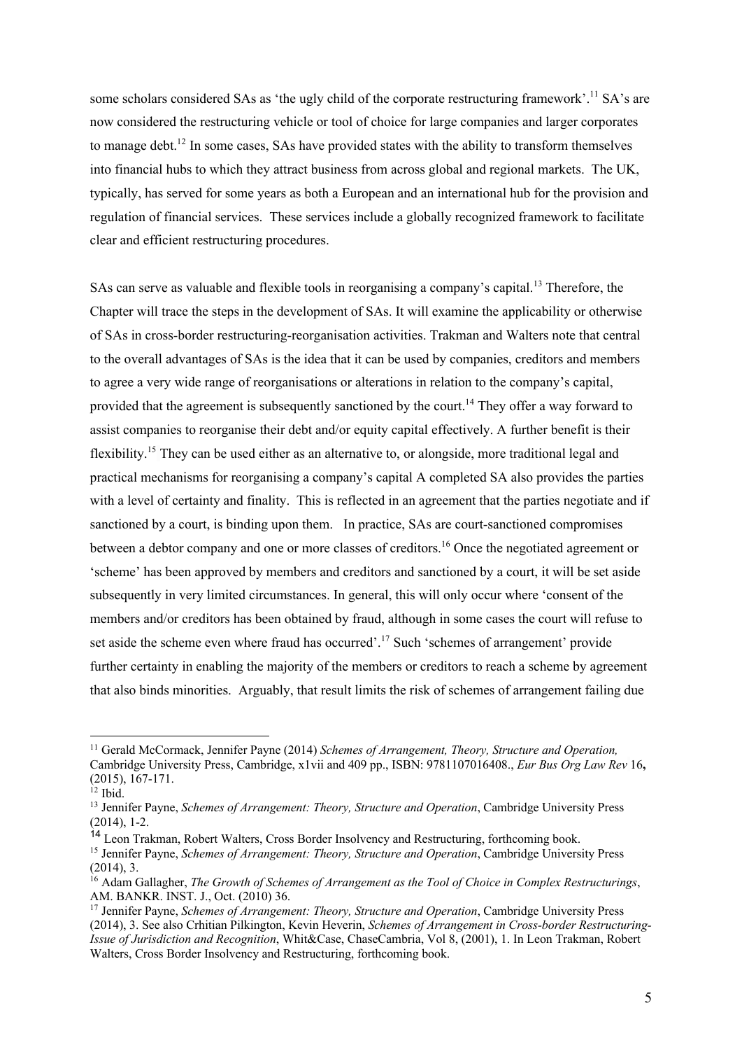some scholars considered SAs as 'the ugly child of the corporate restructuring framework'.[11] SA's are now considered the restructuring vehicle or tool of choice for large companies and larger corporates to manage debt.[12] In some cases, SAs have provided states with the ability to transform themselves into financial hubs to which they attract business from across global and regional markets. The UK, typically, has served for some years as both a European and an international hub for the provision and regulation of financial services. These services include a globally recognized framework to facilitate clear and efficient restructuring procedures.

SAs can serve as valuable and flexible tools in reorganising a company's capital.[13] Therefore, the Chapter will trace the steps in the development of SAs. It will examine the applicability or otherwise of SAs in cross-border restructuring-reorganisation activities. Trakman and Walters note that central to the overall advantages of SAs is the idea that it can be used by companies, creditors and members to agree a very wide range of reorganisations or alterations in relation to the company's capital, provided that the agreement is subsequently sanctioned by the court.[14] They offer a way forward to assist companies to reorganise their debt and/or equity capital effectively. A further benefit is their flexibility.[15] They can be used either as an alternative to, or alongside, more traditional legal and practical mechanisms for reorganising a company's capital A completed SA also provides the parties with a level of certainty and finality. This is reflected in an agreement that the parties negotiate and if sanctioned by a court, is binding upon them. In practice, SAs are court-sanctioned compromises between a debtor company and one or more classes of creditors.[16] Once the negotiated agreement or 'scheme' has been approved by members and creditors and sanctioned by a court, it will be set aside subsequently in very limited circumstances. In general, this will only occur where 'consent of the members and/or creditors has been obtained by fraud, although in some cases the court will refuse to set aside the scheme even where fraud has occurred'.[17] Such 'schemes of arrangement' provide further certainty in enabling the majority of the members or creditors to reach a scheme by agreement that also binds minorities. Arguably, that result limits the risk of schemes of arrangement failing due

---

[11] Gerald McCormack, Jennifer Payne (2014) *Schemes of Arrangement, Theory, Structure and Operation,* Cambridge University Press, Cambridge, x1vii and 409 pp., ISBN: 9781107016408., *Eur Bus Org Law Rev* 16**,** (2015), 167-171.

[12] Ibid.

[13] Jennifer Payne, *Schemes of Arrangement: Theory, Structure and Operation*, Cambridge University Press (2014), 1-2.

[14] Leon Trakman, Robert Walters, Cross Border Insolvency and Restructuring, forthcoming book.

[15] Jennifer Payne, *Schemes of Arrangement: Theory, Structure and Operation*, Cambridge University Press (2014), 3.

[16] Adam Gallagher, *The Growth of Schemes of Arrangement as the Tool of Choice in Complex Restructurings*, AM. BANKR. INST. J., Oct. (2010) 36.

[17] Jennifer Payne, *Schemes of Arrangement: Theory, Structure and Operation*, Cambridge University Press (2014), 3. See also Crhitian Pilkington, Kevin Heverin, *Schemes of Arrangement in Cross-border Restructuring-Issue of Jurisdiction and Recognition*, Whit&Case, ChaseCambria, Vol 8, (2001), 1. In Leon Trakman, Robert Walters, Cross Border Insolvency and Restructuring, forthcoming book.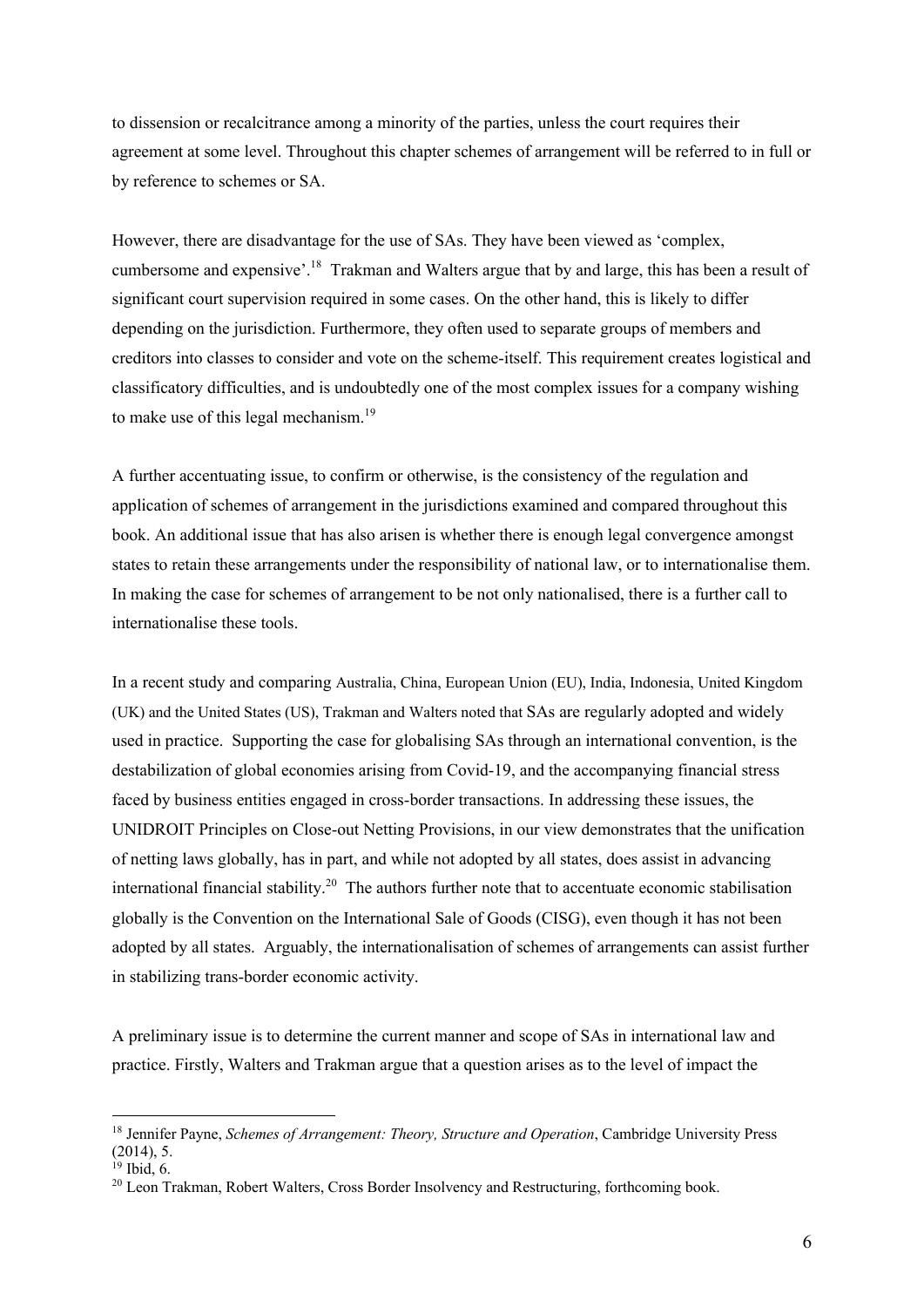to dissension or recalcitrance among a minority of the parties, unless the court requires their agreement at some level. Throughout this chapter schemes of arrangement will be referred to in full or by reference to schemes or SA.

However, there are disadvantage for the use of SAs. They have been viewed as 'complex, cumbersome and expensive'.[18] Trakman and Walters argue that by and large, this has been a result of significant court supervision required in some cases. On the other hand, this is likely to differ depending on the jurisdiction. Furthermore, they often used to separate groups of members and creditors into classes to consider and vote on the scheme-itself. This requirement creates logistical and classificatory difficulties, and is undoubtedly one of the most complex issues for a company wishing to make use of this legal mechanism.[19]

A further accentuating issue, to confirm or otherwise, is the consistency of the regulation and application of schemes of arrangement in the jurisdictions examined and compared throughout this book. An additional issue that has also arisen is whether there is enough legal convergence amongst states to retain these arrangements under the responsibility of national law, or to internationalise them. In making the case for schemes of arrangement to be not only nationalised, there is a further call to internationalise these tools.

In a recent study and comparing Australia, China, European Union (EU), India, Indonesia, United Kingdom (UK) and the United States (US), Trakman and Walters noted that SAs are regularly adopted and widely used in practice. Supporting the case for globalising SAs through an international convention, is the destabilization of global economies arising from Covid-19, and the accompanying financial stress faced by business entities engaged in cross-border transactions. In addressing these issues, the UNIDROIT Principles on Close-out Netting Provisions, in our view demonstrates that the unification of netting laws globally, has in part, and while not adopted by all states, does assist in advancing international financial stability.[20] The authors further note that to accentuate economic stabilisation globally is the Convention on the International Sale of Goods (CISG), even though it has not been adopted by all states. Arguably, the internationalisation of schemes of arrangements can assist further in stabilizing trans-border economic activity.

A preliminary issue is to determine the current manner and scope of SAs in international law and practice. Firstly, Walters and Trakman argue that a question arises as to the level of impact the

---

[18] Jennifer Payne, *Schemes of Arrangement: Theory, Structure and Operation*, Cambridge University Press (2014), 5.

[19] Ibid, 6.

[20] Leon Trakman, Robert Walters, Cross Border Insolvency and Restructuring, forthcoming book.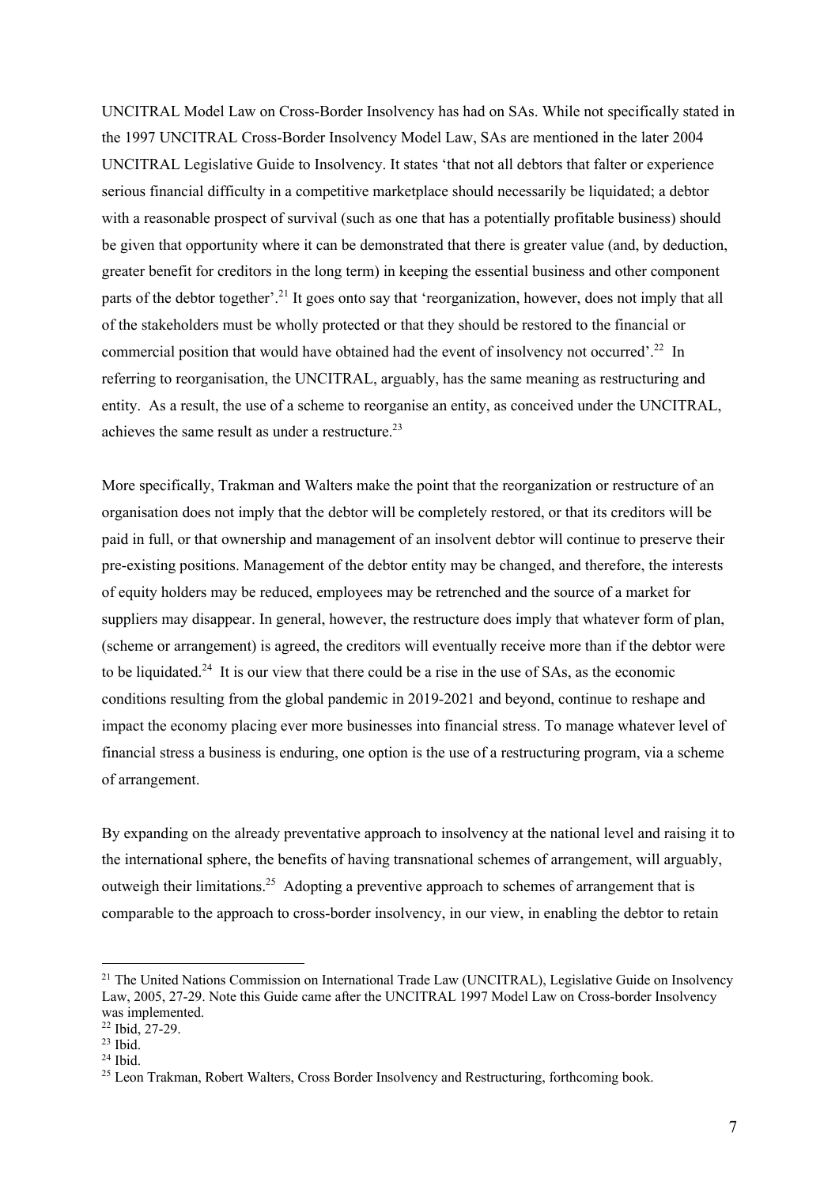UNCITRAL Model Law on Cross-Border Insolvency has had on SAs. While not specifically stated in the 1997 UNCITRAL Cross-Border Insolvency Model Law, SAs are mentioned in the later 2004 UNCITRAL Legislative Guide to Insolvency. It states 'that not all debtors that falter or experience serious financial difficulty in a competitive marketplace should necessarily be liquidated; a debtor with a reasonable prospect of survival (such as one that has a potentially profitable business) should be given that opportunity where it can be demonstrated that there is greater value (and, by deduction, greater benefit for creditors in the long term) in keeping the essential business and other component parts of the debtor together'.[21] It goes onto say that 'reorganization, however, does not imply that all of the stakeholders must be wholly protected or that they should be restored to the financial or commercial position that would have obtained had the event of insolvency not occurred'.[22] In referring to reorganisation, the UNCITRAL, arguably, has the same meaning as restructuring and entity. As a result, the use of a scheme to reorganise an entity, as conceived under the UNCITRAL, achieves the same result as under a restructure.[23]

More specifically, Trakman and Walters make the point that the reorganization or restructure of an organisation does not imply that the debtor will be completely restored, or that its creditors will be paid in full, or that ownership and management of an insolvent debtor will continue to preserve their pre-existing positions. Management of the debtor entity may be changed, and therefore, the interests of equity holders may be reduced, employees may be retrenched and the source of a market for suppliers may disappear. In general, however, the restructure does imply that whatever form of plan, (scheme or arrangement) is agreed, the creditors will eventually receive more than if the debtor were to be liquidated.[24] It is our view that there could be a rise in the use of SAs, as the economic conditions resulting from the global pandemic in 2019-2021 and beyond, continue to reshape and impact the economy placing ever more businesses into financial stress. To manage whatever level of financial stress a business is enduring, one option is the use of a restructuring program, via a scheme of arrangement.

By expanding on the already preventative approach to insolvency at the national level and raising it to the international sphere, the benefits of having transnational schemes of arrangement, will arguably, outweigh their limitations.[25] Adopting a preventive approach to schemes of arrangement that is comparable to the approach to cross-border insolvency, in our view, in enabling the debtor to retain

---

[21] The United Nations Commission on International Trade Law (UNCITRAL), Legislative Guide on Insolvency Law, 2005, 27-29. Note this Guide came after the UNCITRAL 1997 Model Law on Cross-border Insolvency was implemented.

[22] Ibid, 27-29.

[23] Ibid.

[24] Ibid.

[25] Leon Trakman, Robert Walters, Cross Border Insolvency and Restructuring, forthcoming book.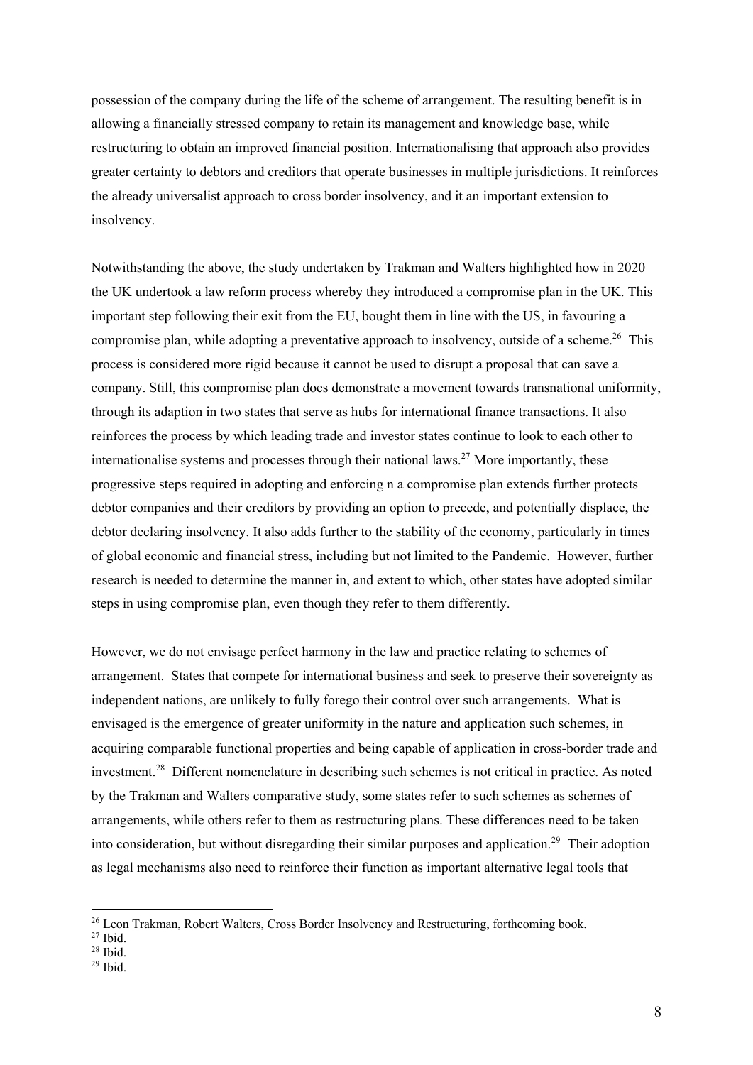possession of the company during the life of the scheme of arrangement. The resulting benefit is in allowing a financially stressed company to retain its management and knowledge base, while restructuring to obtain an improved financial position. Internationalising that approach also provides greater certainty to debtors and creditors that operate businesses in multiple jurisdictions. It reinforces the already universalist approach to cross border insolvency, and it an important extension to insolvency.

Notwithstanding the above, the study undertaken by Trakman and Walters highlighted how in 2020 the UK undertook a law reform process whereby they introduced a compromise plan in the UK. This important step following their exit from the EU, bought them in line with the US, in favouring a compromise plan, while adopting a preventative approach to insolvency, outside of a scheme.[26] This process is considered more rigid because it cannot be used to disrupt a proposal that can save a company. Still, this compromise plan does demonstrate a movement towards transnational uniformity, through its adaption in two states that serve as hubs for international finance transactions. It also reinforces the process by which leading trade and investor states continue to look to each other to internationalise systems and processes through their national laws.[27] More importantly, these progressive steps required in adopting and enforcing n a compromise plan extends further protects debtor companies and their creditors by providing an option to precede, and potentially displace, the debtor declaring insolvency. It also adds further to the stability of the economy, particularly in times of global economic and financial stress, including but not limited to the Pandemic. However, further research is needed to determine the manner in, and extent to which, other states have adopted similar steps in using compromise plan, even though they refer to them differently.

However, we do not envisage perfect harmony in the law and practice relating to schemes of arrangement. States that compete for international business and seek to preserve their sovereignty as independent nations, are unlikely to fully forego their control over such arrangements. What is envisaged is the emergence of greater uniformity in the nature and application such schemes, in acquiring comparable functional properties and being capable of application in cross-border trade and investment.[28] Different nomenclature in describing such schemes is not critical in practice. As noted by the Trakman and Walters comparative study, some states refer to such schemes as schemes of arrangements, while others refer to them as restructuring plans. These differences need to be taken into consideration, but without disregarding their similar purposes and application.[29] Their adoption as legal mechanisms also need to reinforce their function as important alternative legal tools that

---

[26] Leon Trakman, Robert Walters, Cross Border Insolvency and Restructuring, forthcoming book.

[27] Ibid.

[28] Ibid.

[29] Ibid.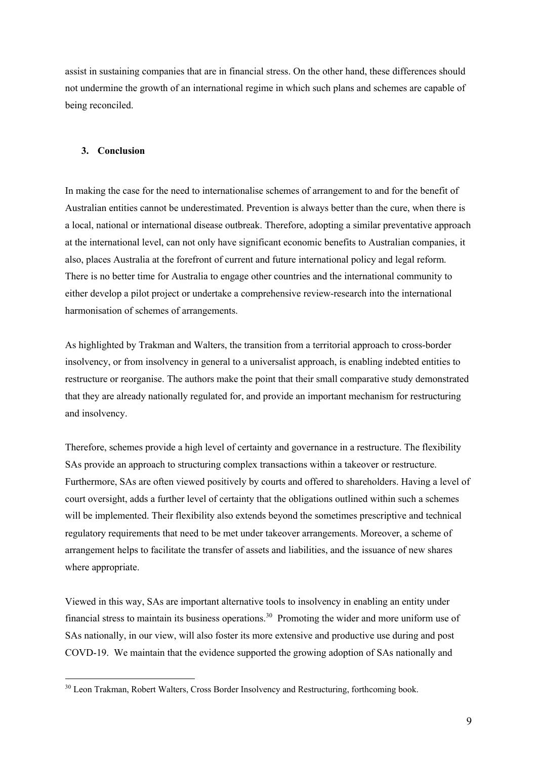assist in sustaining companies that are in financial stress. On the other hand, these differences should not undermine the growth of an international regime in which such plans and schemes are capable of being reconciled.

## 3. Conclusion

In making the case for the need to internationalise schemes of arrangement to and for the benefit of Australian entities cannot be underestimated. Prevention is always better than the cure, when there is a local, national or international disease outbreak. Therefore, adopting a similar preventative approach at the international level, can not only have significant economic benefits to Australian companies, it also, places Australia at the forefront of current and future international policy and legal reform. There is no better time for Australia to engage other countries and the international community to either develop a pilot project or undertake a comprehensive review-research into the international harmonisation of schemes of arrangements.

As highlighted by Trakman and Walters, the transition from a territorial approach to cross-border insolvency, or from insolvency in general to a universalist approach, is enabling indebted entities to restructure or reorganise. The authors make the point that their small comparative study demonstrated that they are already nationally regulated for, and provide an important mechanism for restructuring and insolvency.

Therefore, schemes provide a high level of certainty and governance in a restructure. The flexibility SAs provide an approach to structuring complex transactions within a takeover or restructure. Furthermore, SAs are often viewed positively by courts and offered to shareholders. Having a level of court oversight, adds a further level of certainty that the obligations outlined within such a schemes will be implemented. Their flexibility also extends beyond the sometimes prescriptive and technical regulatory requirements that need to be met under takeover arrangements. Moreover, a scheme of arrangement helps to facilitate the transfer of assets and liabilities, and the issuance of new shares where appropriate.

Viewed in this way, SAs are important alternative tools to insolvency in enabling an entity under financial stress to maintain its business operations.[30] Promoting the wider and more uniform use of SAs nationally, in our view, will also foster its more extensive and productive use during and post COVD-19. We maintain that the evidence supported the growing adoption of SAs nationally and

[30] Leon Trakman, Robert Walters, Cross Border Insolvency and Restructuring, forthcoming book.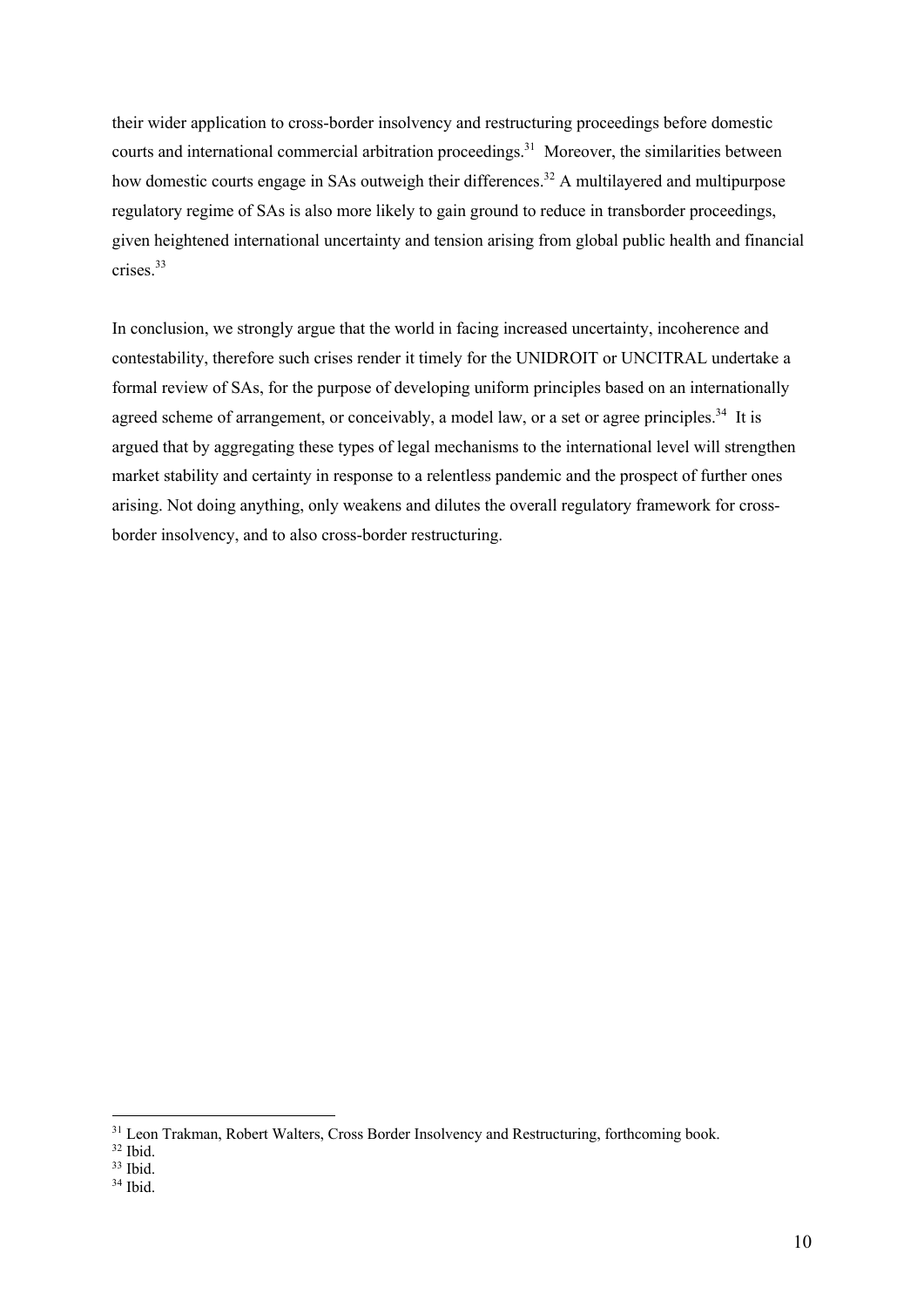their wider application to cross-border insolvency and restructuring proceedings before domestic courts and international commercial arbitration proceedings.[31] Moreover, the similarities between how domestic courts engage in SAs outweigh their differences.[32] A multilayered and multipurpose regulatory regime of SAs is also more likely to gain ground to reduce in transborder proceedings, given heightened international uncertainty and tension arising from global public health and financial crises.[33]

In conclusion, we strongly argue that the world in facing increased uncertainty, incoherence and contestability, therefore such crises render it timely for the UNIDROIT or UNCITRAL undertake a formal review of SAs, for the purpose of developing uniform principles based on an internationally agreed scheme of arrangement, or conceivably, a model law, or a set or agree principles.[34] It is argued that by aggregating these types of legal mechanisms to the international level will strengthen market stability and certainty in response to a relentless pandemic and the prospect of further ones arising. Not doing anything, only weakens and dilutes the overall regulatory framework for cross-border insolvency, and to also cross-border restructuring.

---

[31] Leon Trakman, Robert Walters, Cross Border Insolvency and Restructuring, forthcoming book.

[32] Ibid.

[33] Ibid.

[34] Ibid.